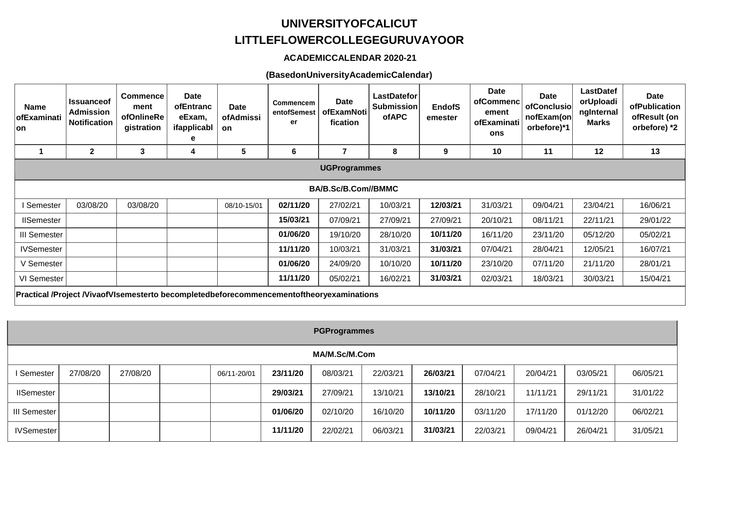# UNIVERSITYOFCALICUT

## LITTLEFLOWERCOLLEGEGURUVAYOOR

### ACADEMICCALENDAR 2020-21

### (BasedonUniversityAcademicCalendar)

| Name ofExamination | Issuanceof Admission Notification | Commencement ofOnlineRegistration | Date ofEntranceExam, ifapplicable | Date ofAdmission | CommencementofSemester | Date ofExamNotification | LastDatefor Submission ofAPC | EndofSemester | Date ofCommencement ofExaminations | Date ofConclusionofExam(onorbefore)*1 | LastDatefor UploadingInternal Marks | Date ofPublication ofResult (on orbefore) *2 |
|---|---|---|---|---|---|---|---|---|---|---|---|---|
| 1 | 2 | 3 | 4 | 5 | 6 | 7 | 8 | 9 | 10 | 11 | 12 | 13 |
| **UGProgrammes** | | | | | | | | | | | | |
| **BA/B.Sc/B.Com//BMMC** | | | | | | | | | | | | |
| I Semester | 03/08/20 | 03/08/20 | | 08/10-15/01 | **02/11/20** | 27/02/21 | 10/03/21 | **12/03/21** | 31/03/21 | 09/04/21 | 23/04/21 | 16/06/21 |
| IISemester | | | | | **15/03/21** | 07/09/21 | 27/09/21 | 27/09/21 | 20/10/21 | 08/11/21 | 22/11/21 | 29/01/22 |
| III Semester | | | | | **01/06/20** | 19/10/20 | 28/10/20 | **10/11/20** | 16/11/20 | 23/11/20 | 05/12/20 | 05/02/21 |
| IVSemester | | | | | **11/11/20** | 10/03/21 | 31/03/21 | **31/03/21** | 07/04/21 | 28/04/21 | 12/05/21 | 16/07/21 |
| V Semester | | | | | **01/06/20** | 24/09/20 | 10/10/20 | **10/11/20** | 23/10/20 | 07/11/20 | 21/11/20 | 28/01/21 |
| VI Semester | | | | | **11/11/20** | 05/02/21 | 16/02/21 | **31/03/21** | 02/03/21 | 18/03/21 | 30/03/21 | 15/04/21 |
| **Practical /Project /VivaofVIsemesterto becompletedbeforecommencementoftheoryexaminations** | | | | | | | | | | | | |

| **PGProgrammes** | | | | | | | | | | | | |
|---|---|---|---|---|---|---|---|---|---|---|---|---|
| **MA/M.Sc/M.Com** | | | | | | | | | | | | |
| I Semester | 27/08/20 | 27/08/20 | | 06/11-20/01 | **23/11/20** | 08/03/21 | 22/03/21 | **26/03/21** | 07/04/21 | 20/04/21 | 03/05/21 | 06/05/21 |
| IISemester | | | | | **29/03/21** | 27/09/21 | 13/10/21 | **13/10/21** | 28/10/21 | 11/11/21 | 29/11/21 | 31/01/22 |
| III Semester | | | | | **01/06/20** | 02/10/20 | 16/10/20 | **10/11/20** | 03/11/20 | 17/11/20 | 01/12/20 | 06/02/21 |
| IVSemester | | | | | **11/11/20** | 22/02/21 | 06/03/21 | **31/03/21** | 22/03/21 | 09/04/21 | 26/04/21 | 31/05/21 |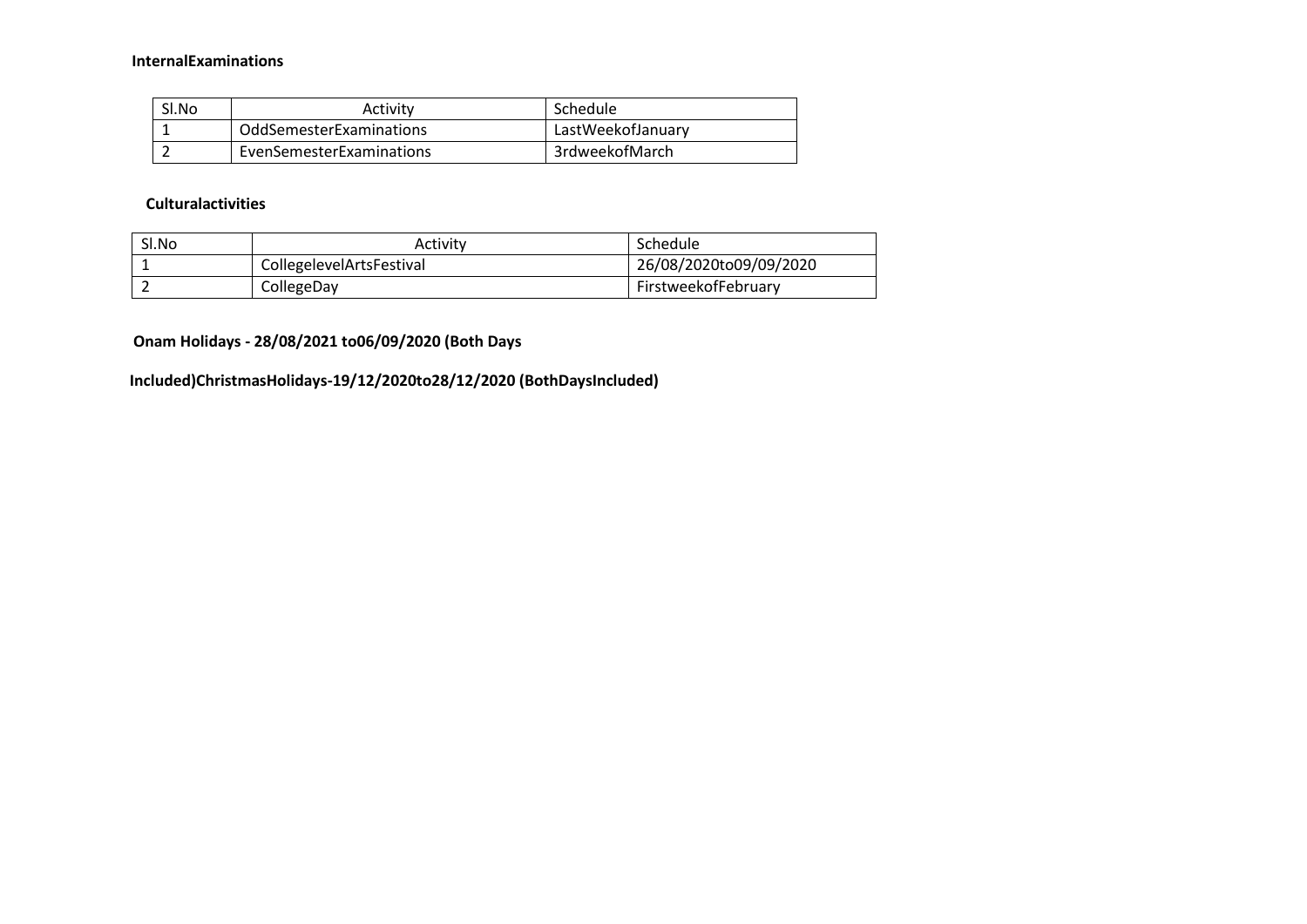**InternalExaminations**

| Sl.No | Activity | Schedule |
|---|---|---|
| 1 | OddSemesterExaminations | LastWeekofJanuary |
| 2 | EvenSemesterExaminations | 3rdweekofMarch |

**Culturalactivities**

| Sl.No | Activity | Schedule |
|---|---|---|
| 1 | CollegelevelArtsFestival | 26/08/2020to09/09/2020 |
| 2 | CollegeDay | FirstweekofFebruary |

**Onam Holidays - 28/08/2021 to06/09/2020 (Both Days**

**Included)ChristmasHolidays-19/12/2020to28/12/2020 (BothDaysIncluded)**